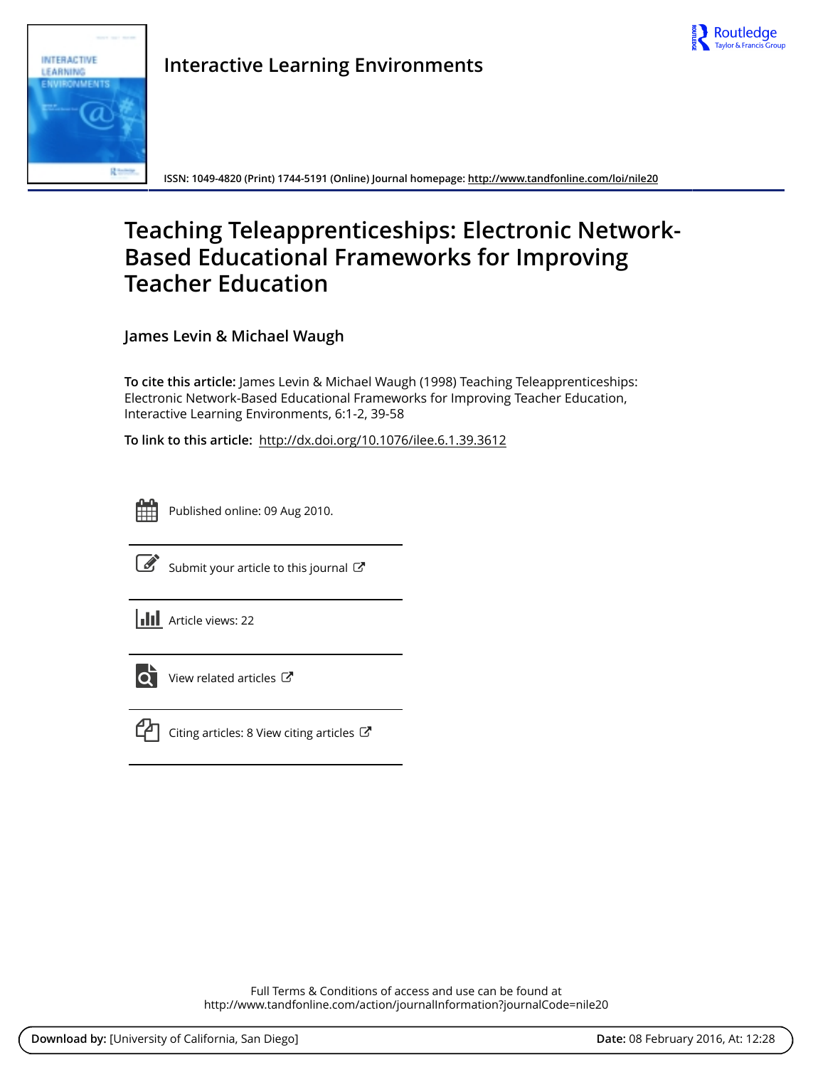Interactive Learning Environments

ISSN: 1049-4820 (Print) 1744-5191 (Online) Journal homepage: http://www.tandfonline.com/loi/nile20

# Teaching Teleapprenticeships: Electronic Network-Based Educational Frameworks for Improving Teacher Education

James Levin & Michael Waugh

**To cite this article:** James Levin & Michael Waugh (1998) Teaching Teleapprenticeships: Electronic Network-Based Educational Frameworks for Improving Teacher Education, Interactive Learning Environments, 6:1-2, 39-58

**To link to this article:** http://dx.doi.org/10.1076/ilee.6.1.39.3612

Published online: 09 Aug 2010.

Submit your article to this journal

Article views: 22

View related articles

Citing articles: 8 View citing articles

Full Terms & Conditions of access and use can be found at
http://www.tandfonline.com/action/journalInformation?journalCode=nile20

**Download by:** [University of California, San Diego] **Date:** 08 February 2016, At: 12:28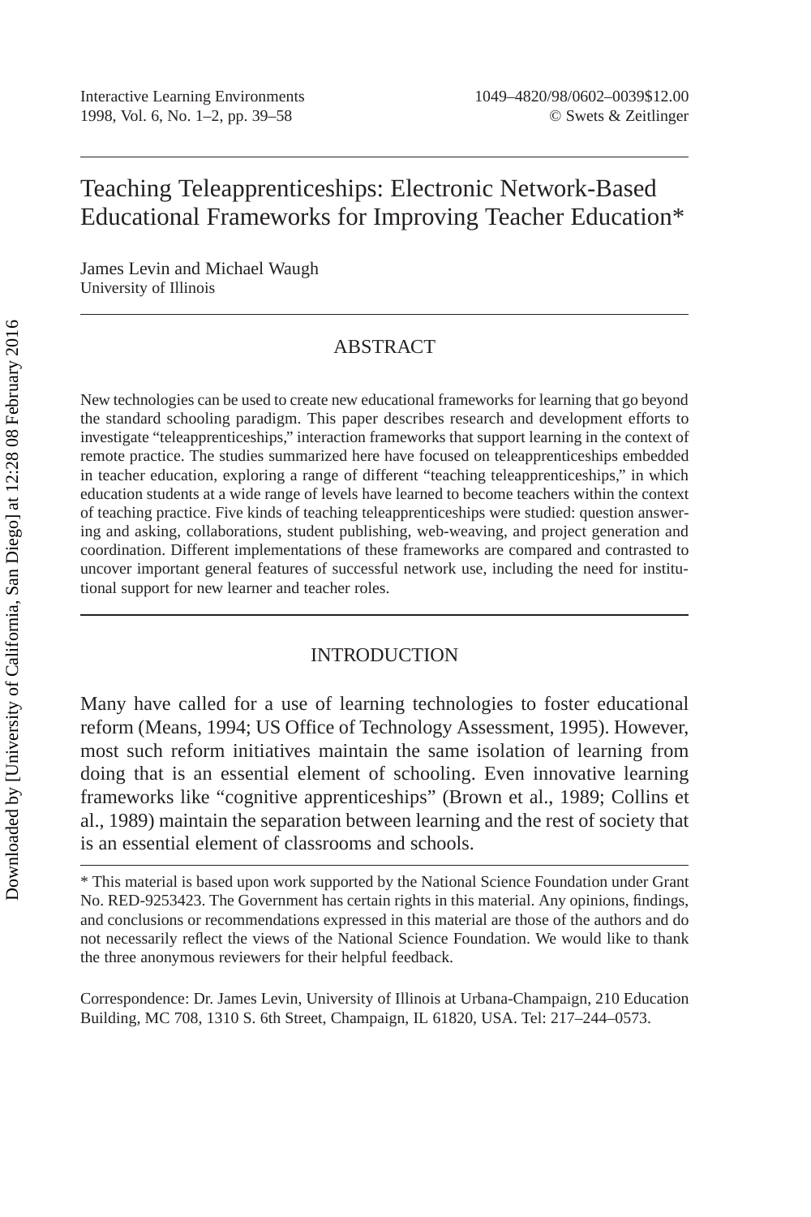# Teaching Teleapprenticeships: Electronic Network-Based Educational Frameworks for Improving Teacher Education*

James Levin and Michael Waugh
University of Illinois

## ABSTRACT

New technologies can be used to create new educational frameworks for learning that go beyond the standard schooling paradigm. This paper describes research and development efforts to investigate "teleapprenticeships," interaction frameworks that support learning in the context of remote practice. The studies summarized here have focused on teleapprenticeships embedded in teacher education, exploring a range of different "teaching teleapprenticeships," in which education students at a wide range of levels have learned to become teachers within the context of teaching practice. Five kinds of teaching teleapprenticeships were studied: question answering and asking, collaborations, student publishing, web-weaving, and project generation and coordination. Different implementations of these frameworks are compared and contrasted to uncover important general features of successful network use, including the need for institutional support for new learner and teacher roles.

## INTRODUCTION

Many have called for a use of learning technologies to foster educational reform (Means, 1994; US Office of Technology Assessment, 1995). However, most such reform initiatives maintain the same isolation of learning from doing that is an essential element of schooling. Even innovative learning frameworks like "cognitive apprenticeships" (Brown et al., 1989; Collins et al., 1989) maintain the separation between learning and the rest of society that is an essential element of classrooms and schools.

\* This material is based upon work supported by the National Science Foundation under Grant No. RED-9253423. The Government has certain rights in this material. Any opinions, findings, and conclusions or recommendations expressed in this material are those of the authors and do not necessarily reflect the views of the National Science Foundation. We would like to thank the three anonymous reviewers for their helpful feedback.

Correspondence: Dr. James Levin, University of Illinois at Urbana-Champaign, 210 Education Building, MC 708, 1310 S. 6th Street, Champaign, IL 61820, USA. Tel: 217–244–0573.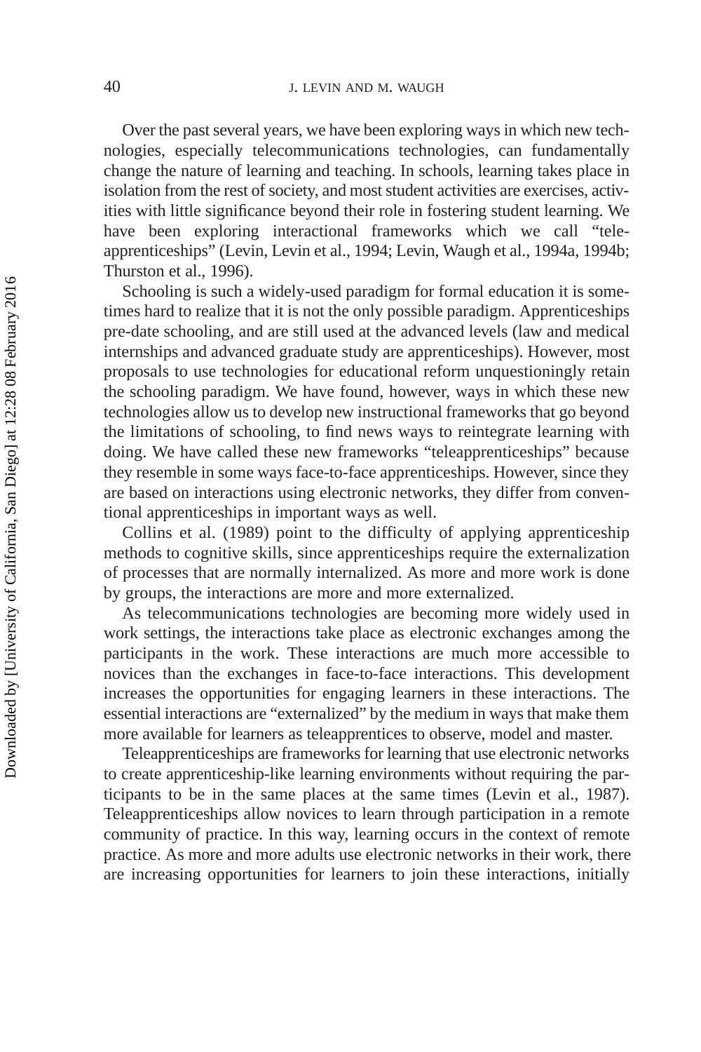Over the past several years, we have been exploring ways in which new technologies, especially telecommunications technologies, can fundamentally change the nature of learning and teaching. In schools, learning takes place in isolation from the rest of society, and most student activities are exercises, activities with little significance beyond their role in fostering student learning. We have been exploring interactional frameworks which we call "teleapprenticeships" (Levin, Levin et al., 1994; Levin, Waugh et al., 1994a, 1994b; Thurston et al., 1996).

Schooling is such a widely-used paradigm for formal education it is sometimes hard to realize that it is not the only possible paradigm. Apprenticeships pre-date schooling, and are still used at the advanced levels (law and medical internships and advanced graduate study are apprenticeships). However, most proposals to use technologies for educational reform unquestioningly retain the schooling paradigm. We have found, however, ways in which these new technologies allow us to develop new instructional frameworks that go beyond the limitations of schooling, to find news ways to reintegrate learning with doing. We have called these new frameworks "teleapprenticeships" because they resemble in some ways face-to-face apprenticeships. However, since they are based on interactions using electronic networks, they differ from conventional apprenticeships in important ways as well.

Collins et al. (1989) point to the difficulty of applying apprenticeship methods to cognitive skills, since apprenticeships require the externalization of processes that are normally internalized. As more and more work is done by groups, the interactions are more and more externalized.

As telecommunications technologies are becoming more widely used in work settings, the interactions take place as electronic exchanges among the participants in the work. These interactions are much more accessible to novices than the exchanges in face-to-face interactions. This development increases the opportunities for engaging learners in these interactions. The essential interactions are "externalized" by the medium in ways that make them more available for learners as teleapprentices to observe, model and master.

Teleapprenticeships are frameworks for learning that use electronic networks to create apprenticeship-like learning environments without requiring the participants to be in the same places at the same times (Levin et al., 1987). Teleapprenticeships allow novices to learn through participation in a remote community of practice. In this way, learning occurs in the context of remote practice. As more and more adults use electronic networks in their work, there are increasing opportunities for learners to join these interactions, initially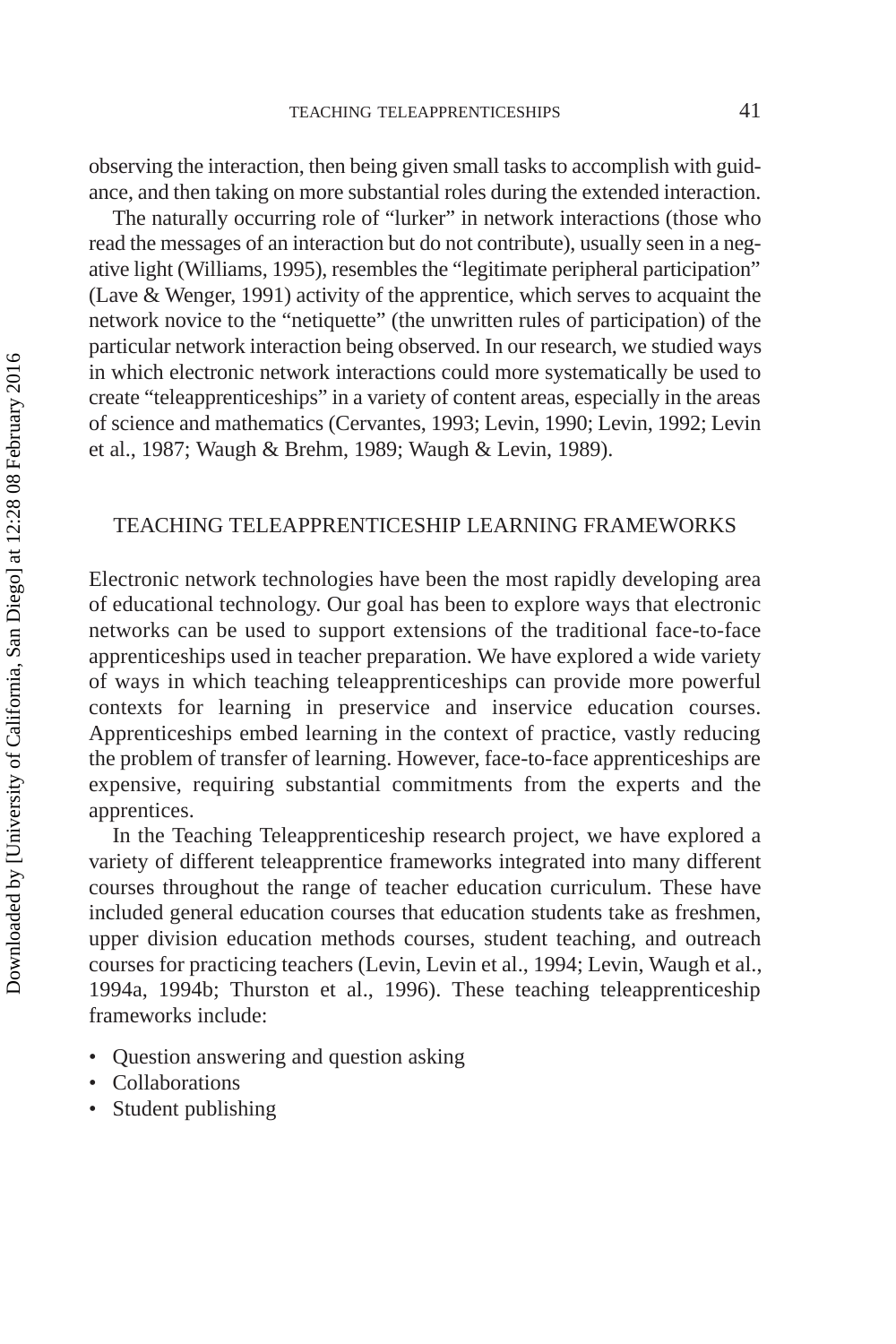observing the interaction, then being given small tasks to accomplish with guidance, and then taking on more substantial roles during the extended interaction.

The naturally occurring role of "lurker" in network interactions (those who read the messages of an interaction but do not contribute), usually seen in a negative light (Williams, 1995), resembles the "legitimate peripheral participation" (Lave & Wenger, 1991) activity of the apprentice, which serves to acquaint the network novice to the "netiquette" (the unwritten rules of participation) of the particular network interaction being observed. In our research, we studied ways in which electronic network interactions could more systematically be used to create "teleapprenticeships" in a variety of content areas, especially in the areas of science and mathematics (Cervantes, 1993; Levin, 1990; Levin, 1992; Levin et al., 1987; Waugh & Brehm, 1989; Waugh & Levin, 1989).

## TEACHING TELEAPPRENTICESHIP LEARNING FRAMEWORKS

Electronic network technologies have been the most rapidly developing area of educational technology. Our goal has been to explore ways that electronic networks can be used to support extensions of the traditional face-to-face apprenticeships used in teacher preparation. We have explored a wide variety of ways in which teaching teleapprenticeships can provide more powerful contexts for learning in preservice and inservice education courses. Apprenticeships embed learning in the context of practice, vastly reducing the problem of transfer of learning. However, face-to-face apprenticeships are expensive, requiring substantial commitments from the experts and the apprentices.

In the Teaching Teleapprenticeship research project, we have explored a variety of different teleapprentice frameworks integrated into many different courses throughout the range of teacher education curriculum. These have included general education courses that education students take as freshmen, upper division education methods courses, student teaching, and outreach courses for practicing teachers (Levin, Levin et al., 1994; Levin, Waugh et al., 1994a, 1994b; Thurston et al., 1996). These teaching teleapprenticeship frameworks include:

- Question answering and question asking
- Collaborations
- Student publishing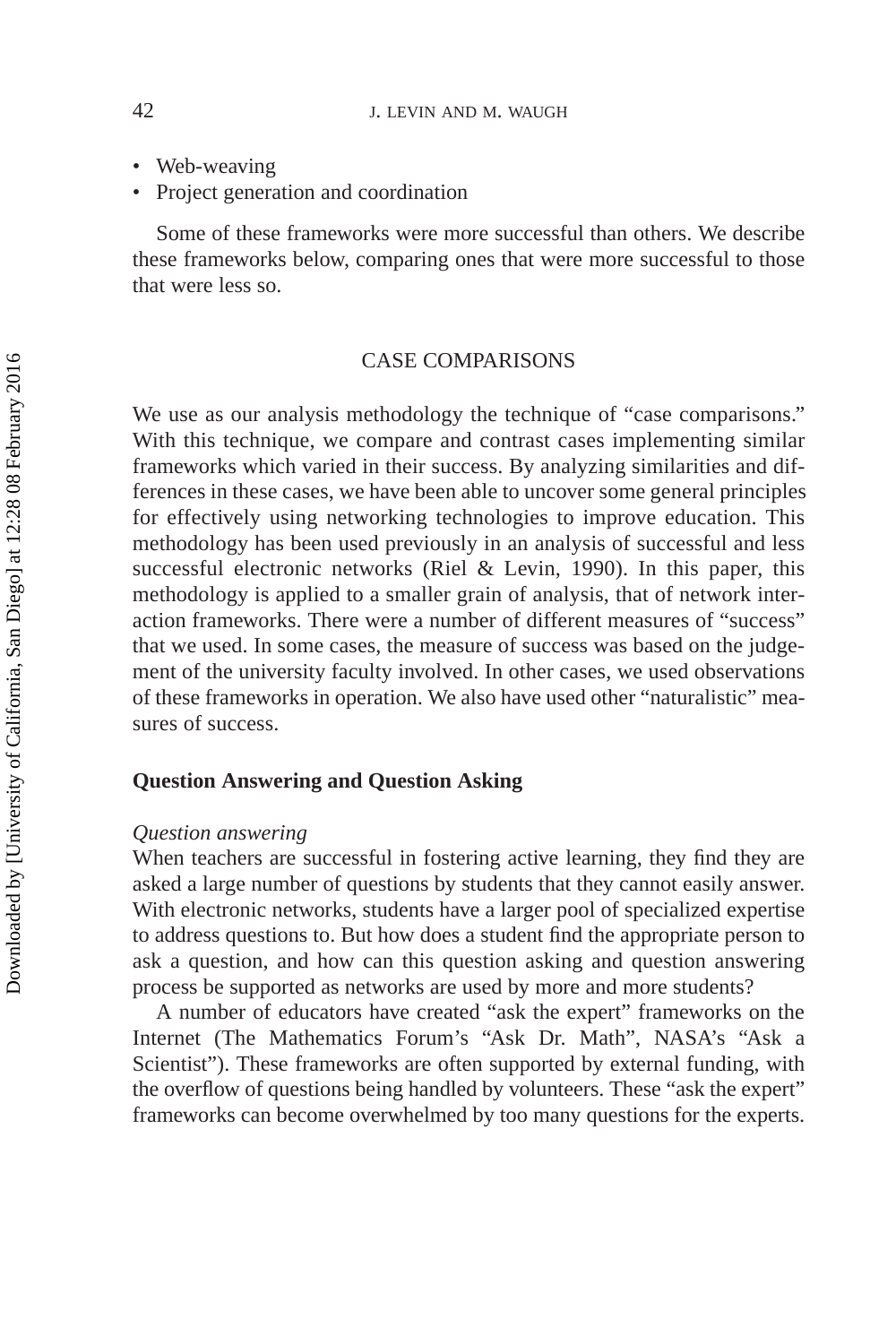- Web-weaving
- Project generation and coordination

Some of these frameworks were more successful than others. We describe these frameworks below, comparing ones that were more successful to those that were less so.

## CASE COMPARISONS

We use as our analysis methodology the technique of "case comparisons." With this technique, we compare and contrast cases implementing similar frameworks which varied in their success. By analyzing similarities and differences in these cases, we have been able to uncover some general principles for effectively using networking technologies to improve education. This methodology has been used previously in an analysis of successful and less successful electronic networks (Riel & Levin, 1990). In this paper, this methodology is applied to a smaller grain of analysis, that of network interaction frameworks. There were a number of different measures of "success" that we used. In some cases, the measure of success was based on the judgement of the university faculty involved. In other cases, we used observations of these frameworks in operation. We also have used other "naturalistic" measures of success.

### Question Answering and Question Asking

*Question answering*

When teachers are successful in fostering active learning, they find they are asked a large number of questions by students that they cannot easily answer. With electronic networks, students have a larger pool of specialized expertise to address questions to. But how does a student find the appropriate person to ask a question, and how can this question asking and question answering process be supported as networks are used by more and more students?

A number of educators have created "ask the expert" frameworks on the Internet (The Mathematics Forum's "Ask Dr. Math", NASA's "Ask a Scientist"). These frameworks are often supported by external funding, with the overflow of questions being handled by volunteers. These "ask the expert" frameworks can become overwhelmed by too many questions for the experts.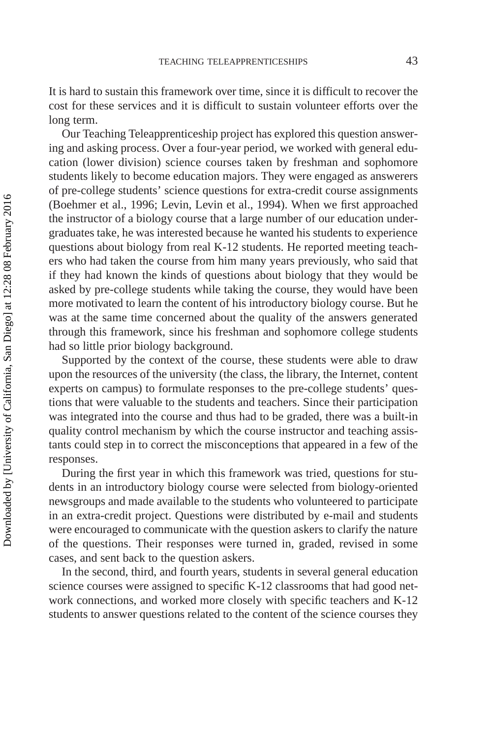It is hard to sustain this framework over time, since it is difficult to recover the cost for these services and it is difficult to sustain volunteer efforts over the long term.

Our Teaching Teleapprenticeship project has explored this question answering and asking process. Over a four-year period, we worked with general education (lower division) science courses taken by freshman and sophomore students likely to become education majors. They were engaged as answerers of pre-college students' science questions for extra-credit course assignments (Boehmer et al., 1996; Levin, Levin et al., 1994). When we first approached the instructor of a biology course that a large number of our education undergraduates take, he was interested because he wanted his students to experience questions about biology from real K-12 students. He reported meeting teachers who had taken the course from him many years previously, who said that if they had known the kinds of questions about biology that they would be asked by pre-college students while taking the course, they would have been more motivated to learn the content of his introductory biology course. But he was at the same time concerned about the quality of the answers generated through this framework, since his freshman and sophomore college students had so little prior biology background.

Supported by the context of the course, these students were able to draw upon the resources of the university (the class, the library, the Internet, content experts on campus) to formulate responses to the pre-college students' questions that were valuable to the students and teachers. Since their participation was integrated into the course and thus had to be graded, there was a built-in quality control mechanism by which the course instructor and teaching assistants could step in to correct the misconceptions that appeared in a few of the responses.

During the first year in which this framework was tried, questions for students in an introductory biology course were selected from biology-oriented newsgroups and made available to the students who volunteered to participate in an extra-credit project. Questions were distributed by e-mail and students were encouraged to communicate with the question askers to clarify the nature of the questions. Their responses were turned in, graded, revised in some cases, and sent back to the question askers.

In the second, third, and fourth years, students in several general education science courses were assigned to specific K-12 classrooms that had good network connections, and worked more closely with specific teachers and K-12 students to answer questions related to the content of the science courses they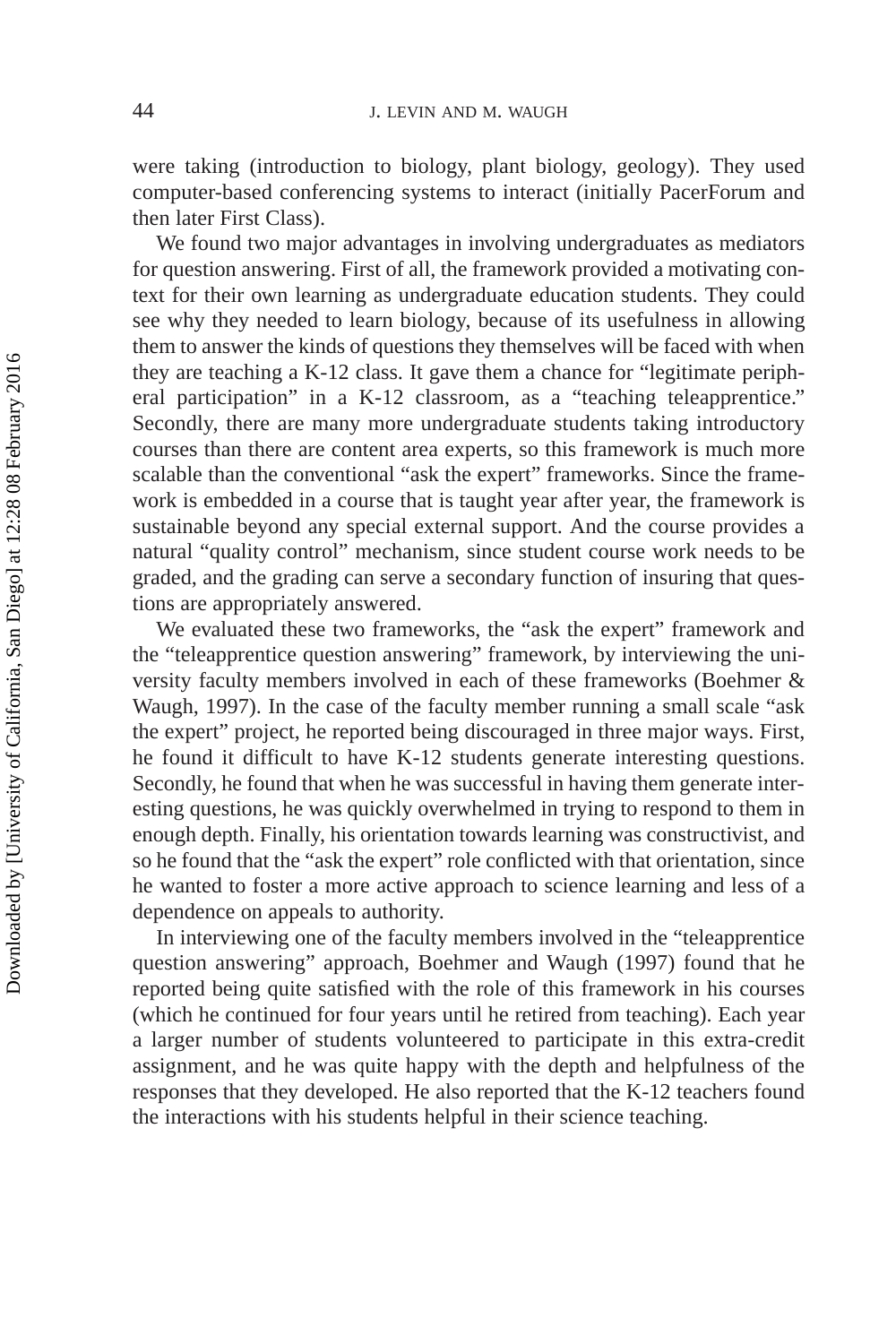were taking (introduction to biology, plant biology, geology). They used computer-based conferencing systems to interact (initially PacerForum and then later First Class).

We found two major advantages in involving undergraduates as mediators for question answering. First of all, the framework provided a motivating context for their own learning as undergraduate education students. They could see why they needed to learn biology, because of its usefulness in allowing them to answer the kinds of questions they themselves will be faced with when they are teaching a K-12 class. It gave them a chance for "legitimate peripheral participation" in a K-12 classroom, as a "teaching teleapprentice." Secondly, there are many more undergraduate students taking introductory courses than there are content area experts, so this framework is much more scalable than the conventional "ask the expert" frameworks. Since the framework is embedded in a course that is taught year after year, the framework is sustainable beyond any special external support. And the course provides a natural "quality control" mechanism, since student course work needs to be graded, and the grading can serve a secondary function of insuring that questions are appropriately answered.

We evaluated these two frameworks, the "ask the expert" framework and the "teleapprentice question answering" framework, by interviewing the university faculty members involved in each of these frameworks (Boehmer & Waugh, 1997). In the case of the faculty member running a small scale "ask the expert" project, he reported being discouraged in three major ways. First, he found it difficult to have K-12 students generate interesting questions. Secondly, he found that when he was successful in having them generate interesting questions, he was quickly overwhelmed in trying to respond to them in enough depth. Finally, his orientation towards learning was constructivist, and so he found that the "ask the expert" role conflicted with that orientation, since he wanted to foster a more active approach to science learning and less of a dependence on appeals to authority.

In interviewing one of the faculty members involved in the "teleapprentice question answering" approach, Boehmer and Waugh (1997) found that he reported being quite satisfied with the role of this framework in his courses (which he continued for four years until he retired from teaching). Each year a larger number of students volunteered to participate in this extra-credit assignment, and he was quite happy with the depth and helpfulness of the responses that they developed. He also reported that the K-12 teachers found the interactions with his students helpful in their science teaching.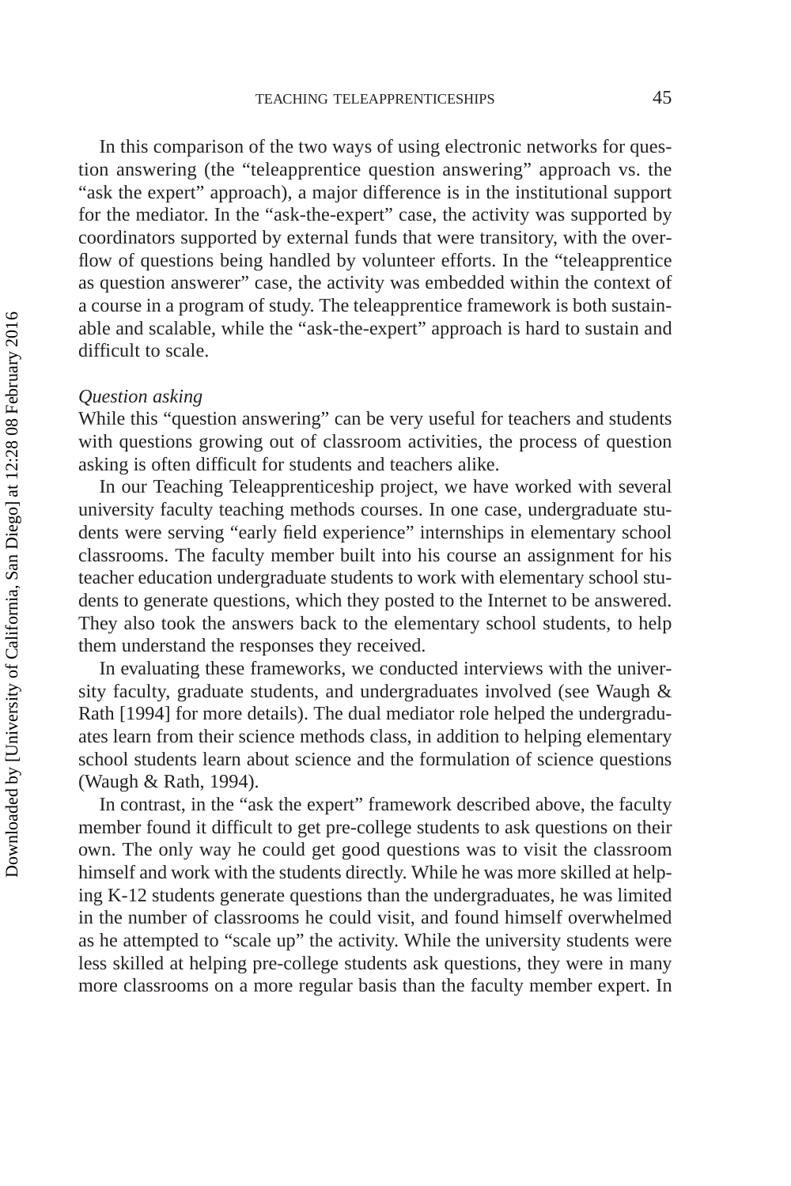In this comparison of the two ways of using electronic networks for question answering (the "teleapprentice question answering" approach vs. the "ask the expert" approach), a major difference is in the institutional support for the mediator. In the "ask-the-expert" case, the activity was supported by coordinators supported by external funds that were transitory, with the overflow of questions being handled by volunteer efforts. In the "teleapprentice as question answerer" case, the activity was embedded within the context of a course in a program of study. The teleapprentice framework is both sustainable and scalable, while the "ask-the-expert" approach is hard to sustain and difficult to scale.

*Question asking*

While this "question answering" can be very useful for teachers and students with questions growing out of classroom activities, the process of question asking is often difficult for students and teachers alike.

In our Teaching Teleapprenticeship project, we have worked with several university faculty teaching methods courses. In one case, undergraduate students were serving "early field experience" internships in elementary school classrooms. The faculty member built into his course an assignment for his teacher education undergraduate students to work with elementary school students to generate questions, which they posted to the Internet to be answered. They also took the answers back to the elementary school students, to help them understand the responses they received.

In evaluating these frameworks, we conducted interviews with the university faculty, graduate students, and undergraduates involved (see Waugh & Rath [1994] for more details). The dual mediator role helped the undergraduates learn from their science methods class, in addition to helping elementary school students learn about science and the formulation of science questions (Waugh & Rath, 1994).

In contrast, in the "ask the expert" framework described above, the faculty member found it difficult to get pre-college students to ask questions on their own. The only way he could get good questions was to visit the classroom himself and work with the students directly. While he was more skilled at helping K-12 students generate questions than the undergraduates, he was limited in the number of classrooms he could visit, and found himself overwhelmed as he attempted to "scale up" the activity. While the university students were less skilled at helping pre-college students ask questions, they were in many more classrooms on a more regular basis than the faculty member expert. In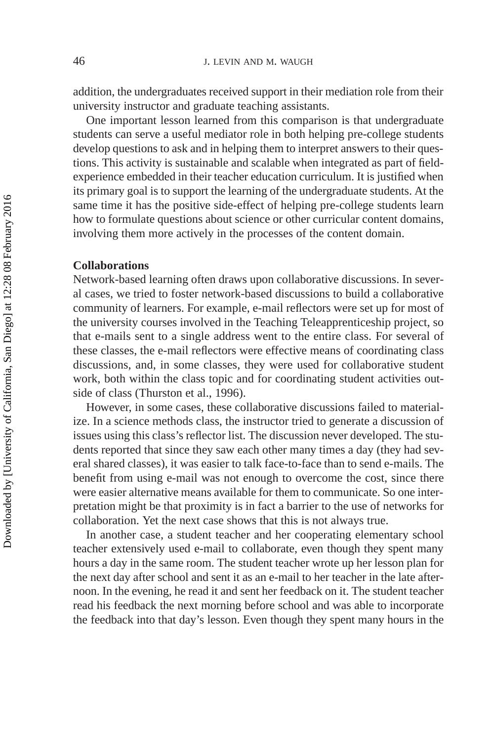addition, the undergraduates received support in their mediation role from their university instructor and graduate teaching assistants.

One important lesson learned from this comparison is that undergraduate students can serve a useful mediator role in both helping pre-college students develop questions to ask and in helping them to interpret answers to their questions. This activity is sustainable and scalable when integrated as part of field-experience embedded in their teacher education curriculum. It is justified when its primary goal is to support the learning of the undergraduate students. At the same time it has the positive side-effect of helping pre-college students learn how to formulate questions about science or other curricular content domains, involving them more actively in the processes of the content domain.

**Collaborations**

Network-based learning often draws upon collaborative discussions. In several cases, we tried to foster network-based discussions to build a collaborative community of learners. For example, e-mail reflectors were set up for most of the university courses involved in the Teaching Teleapprenticeship project, so that e-mails sent to a single address went to the entire class. For several of these classes, the e-mail reflectors were effective means of coordinating class discussions, and, in some classes, they were used for collaborative student work, both within the class topic and for coordinating student activities outside of class (Thurston et al., 1996).

However, in some cases, these collaborative discussions failed to materialize. In a science methods class, the instructor tried to generate a discussion of issues using this class's reflector list. The discussion never developed. The students reported that since they saw each other many times a day (they had several shared classes), it was easier to talk face-to-face than to send e-mails. The benefit from using e-mail was not enough to overcome the cost, since there were easier alternative means available for them to communicate. So one interpretation might be that proximity is in fact a barrier to the use of networks for collaboration. Yet the next case shows that this is not always true.

In another case, a student teacher and her cooperating elementary school teacher extensively used e-mail to collaborate, even though they spent many hours a day in the same room. The student teacher wrote up her lesson plan for the next day after school and sent it as an e-mail to her teacher in the late afternoon. In the evening, he read it and sent her feedback on it. The student teacher read his feedback the next morning before school and was able to incorporate the feedback into that day's lesson. Even though they spent many hours in the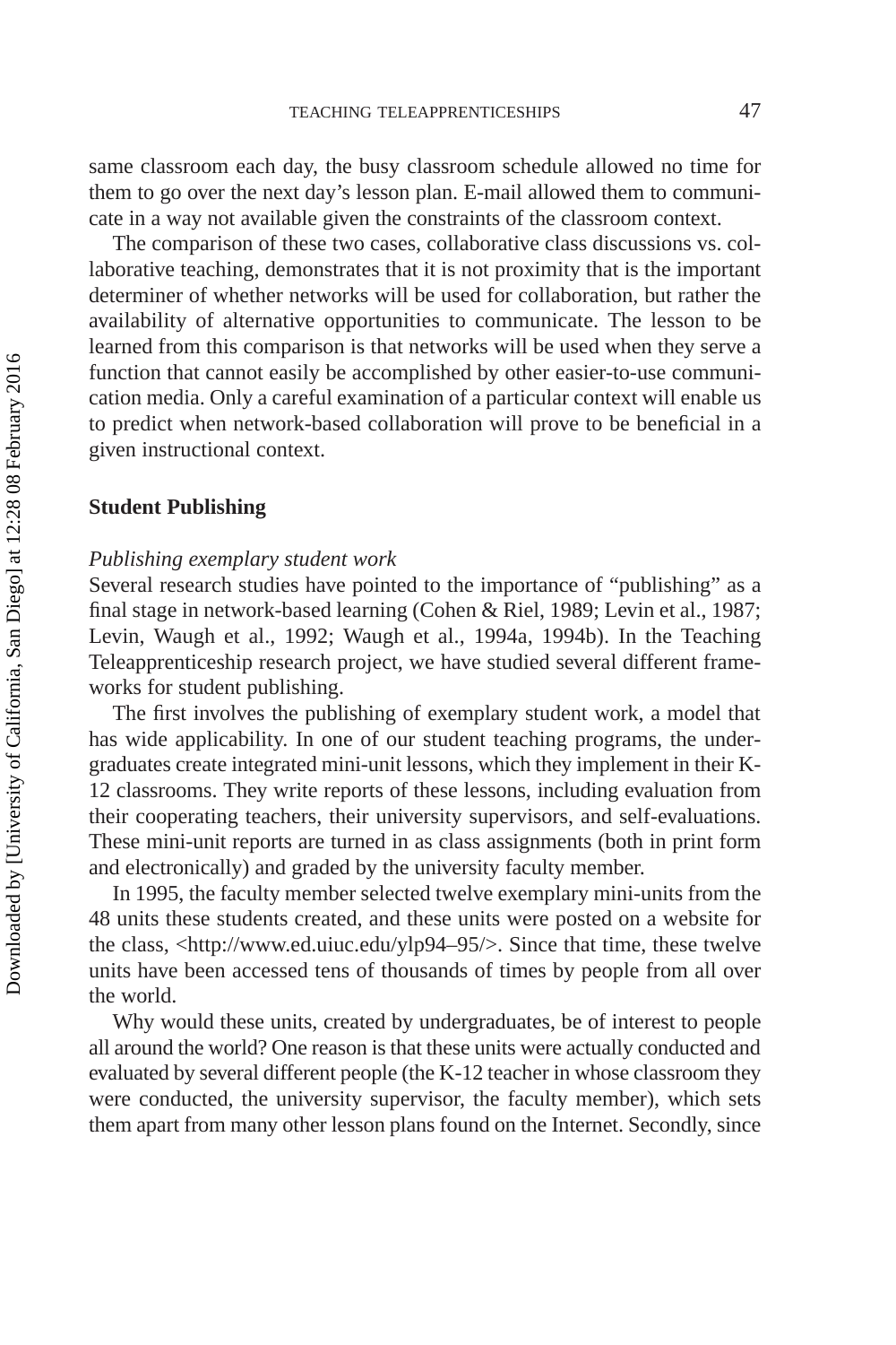same classroom each day, the busy classroom schedule allowed no time for them to go over the next day's lesson plan. E-mail allowed them to communicate in a way not available given the constraints of the classroom context.

The comparison of these two cases, collaborative class discussions vs. collaborative teaching, demonstrates that it is not proximity that is the important determiner of whether networks will be used for collaboration, but rather the availability of alternative opportunities to communicate. The lesson to be learned from this comparison is that networks will be used when they serve a function that cannot easily be accomplished by other easier-to-use communication media. Only a careful examination of a particular context will enable us to predict when network-based collaboration will prove to be beneficial in a given instructional context.

### Student Publishing

*Publishing exemplary student work*

Several research studies have pointed to the importance of "publishing" as a final stage in network-based learning (Cohen & Riel, 1989; Levin et al., 1987; Levin, Waugh et al., 1992; Waugh et al., 1994a, 1994b). In the Teaching Teleapprenticeship research project, we have studied several different frameworks for student publishing.

The first involves the publishing of exemplary student work, a model that has wide applicability. In one of our student teaching programs, the undergraduates create integrated mini-unit lessons, which they implement in their K-12 classrooms. They write reports of these lessons, including evaluation from their cooperating teachers, their university supervisors, and self-evaluations. These mini-unit reports are turned in as class assignments (both in print form and electronically) and graded by the university faculty member.

In 1995, the faculty member selected twelve exemplary mini-units from the 48 units these students created, and these units were posted on a website for the class, <http://www.ed.uiuc.edu/ylp94–95/>. Since that time, these twelve units have been accessed tens of thousands of times by people from all over the world.

Why would these units, created by undergraduates, be of interest to people all around the world? One reason is that these units were actually conducted and evaluated by several different people (the K-12 teacher in whose classroom they were conducted, the university supervisor, the faculty member), which sets them apart from many other lesson plans found on the Internet. Secondly, since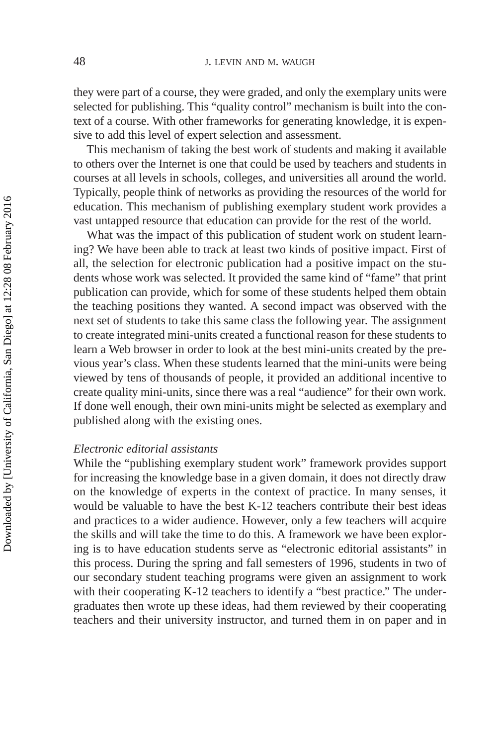they were part of a course, they were graded, and only the exemplary units were selected for publishing. This "quality control" mechanism is built into the context of a course. With other frameworks for generating knowledge, it is expensive to add this level of expert selection and assessment.

This mechanism of taking the best work of students and making it available to others over the Internet is one that could be used by teachers and students in courses at all levels in schools, colleges, and universities all around the world. Typically, people think of networks as providing the resources of the world for education. This mechanism of publishing exemplary student work provides a vast untapped resource that education can provide for the rest of the world.

What was the impact of this publication of student work on student learning? We have been able to track at least two kinds of positive impact. First of all, the selection for electronic publication had a positive impact on the students whose work was selected. It provided the same kind of "fame" that print publication can provide, which for some of these students helped them obtain the teaching positions they wanted. A second impact was observed with the next set of students to take this same class the following year. The assignment to create integrated mini-units created a functional reason for these students to learn a Web browser in order to look at the best mini-units created by the previous year's class. When these students learned that the mini-units were being viewed by tens of thousands of people, it provided an additional incentive to create quality mini-units, since there was a real "audience" for their own work. If done well enough, their own mini-units might be selected as exemplary and published along with the existing ones.

*Electronic editorial assistants*

While the "publishing exemplary student work" framework provides support for increasing the knowledge base in a given domain, it does not directly draw on the knowledge of experts in the context of practice. In many senses, it would be valuable to have the best K-12 teachers contribute their best ideas and practices to a wider audience. However, only a few teachers will acquire the skills and will take the time to do this. A framework we have been exploring is to have education students serve as "electronic editorial assistants" in this process. During the spring and fall semesters of 1996, students in two of our secondary student teaching programs were given an assignment to work with their cooperating K-12 teachers to identify a "best practice." The undergraduates then wrote up these ideas, had them reviewed by their cooperating teachers and their university instructor, and turned them in on paper and in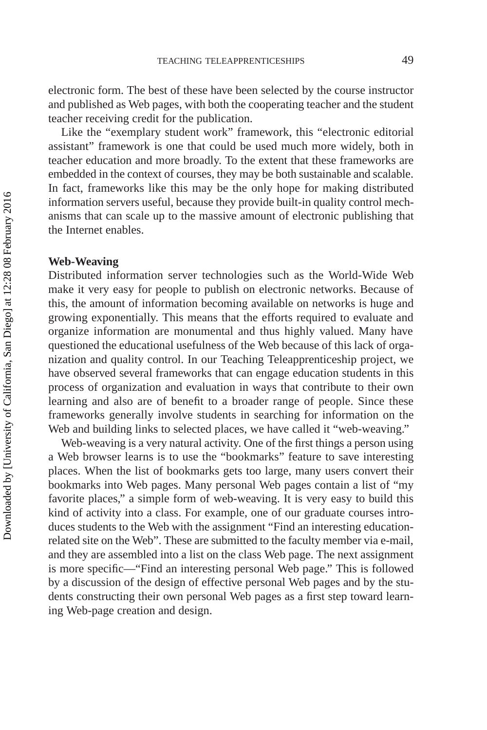electronic form. The best of these have been selected by the course instructor and published as Web pages, with both the cooperating teacher and the student teacher receiving credit for the publication.

Like the "exemplary student work" framework, this "electronic editorial assistant" framework is one that could be used much more widely, both in teacher education and more broadly. To the extent that these frameworks are embedded in the context of courses, they may be both sustainable and scalable. In fact, frameworks like this may be the only hope for making distributed information servers useful, because they provide built-in quality control mechanisms that can scale up to the massive amount of electronic publishing that the Internet enables.

**Web-Weaving**

Distributed information server technologies such as the World-Wide Web make it very easy for people to publish on electronic networks. Because of this, the amount of information becoming available on networks is huge and growing exponentially. This means that the efforts required to evaluate and organize information are monumental and thus highly valued. Many have questioned the educational usefulness of the Web because of this lack of organization and quality control. In our Teaching Teleapprenticeship project, we have observed several frameworks that can engage education students in this process of organization and evaluation in ways that contribute to their own learning and also are of benefit to a broader range of people. Since these frameworks generally involve students in searching for information on the Web and building links to selected places, we have called it "web-weaving."

Web-weaving is a very natural activity. One of the first things a person using a Web browser learns is to use the "bookmarks" feature to save interesting places. When the list of bookmarks gets too large, many users convert their bookmarks into Web pages. Many personal Web pages contain a list of "my favorite places," a simple form of web-weaving. It is very easy to build this kind of activity into a class. For example, one of our graduate courses introduces students to the Web with the assignment "Find an interesting education-related site on the Web". These are submitted to the faculty member via e-mail, and they are assembled into a list on the class Web page. The next assignment is more specific—"Find an interesting personal Web page." This is followed by a discussion of the design of effective personal Web pages and by the students constructing their own personal Web pages as a first step toward learning Web-page creation and design.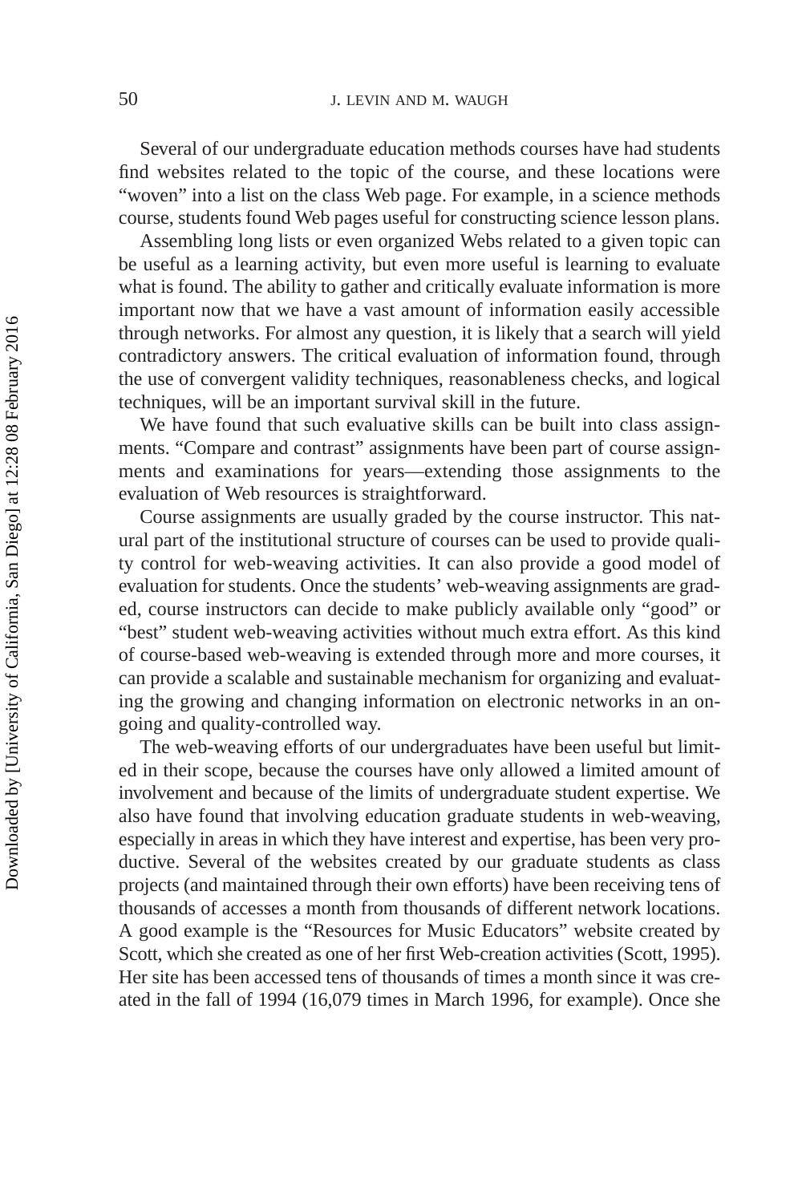Several of our undergraduate education methods courses have had students find websites related to the topic of the course, and these locations were "woven" into a list on the class Web page. For example, in a science methods course, students found Web pages useful for constructing science lesson plans.

Assembling long lists or even organized Webs related to a given topic can be useful as a learning activity, but even more useful is learning to evaluate what is found. The ability to gather and critically evaluate information is more important now that we have a vast amount of information easily accessible through networks. For almost any question, it is likely that a search will yield contradictory answers. The critical evaluation of information found, through the use of convergent validity techniques, reasonableness checks, and logical techniques, will be an important survival skill in the future.

We have found that such evaluative skills can be built into class assignments. "Compare and contrast" assignments have been part of course assignments and examinations for years—extending those assignments to the evaluation of Web resources is straightforward.

Course assignments are usually graded by the course instructor. This natural part of the institutional structure of courses can be used to provide quality control for web-weaving activities. It can also provide a good model of evaluation for students. Once the students' web-weaving assignments are graded, course instructors can decide to make publicly available only "good" or "best" student web-weaving activities without much extra effort. As this kind of course-based web-weaving is extended through more and more courses, it can provide a scalable and sustainable mechanism for organizing and evaluating the growing and changing information on electronic networks in an ongoing and quality-controlled way.

The web-weaving efforts of our undergraduates have been useful but limited in their scope, because the courses have only allowed a limited amount of involvement and because of the limits of undergraduate student expertise. We also have found that involving education graduate students in web-weaving, especially in areas in which they have interest and expertise, has been very productive. Several of the websites created by our graduate students as class projects (and maintained through their own efforts) have been receiving tens of thousands of accesses a month from thousands of different network locations. A good example is the "Resources for Music Educators" website created by Scott, which she created as one of her first Web-creation activities (Scott, 1995). Her site has been accessed tens of thousands of times a month since it was created in the fall of 1994 (16,079 times in March 1996, for example). Once she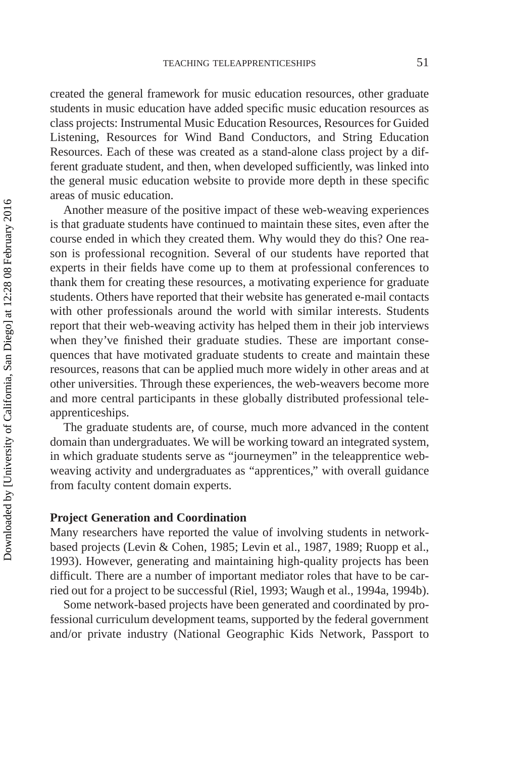created the general framework for music education resources, other graduate students in music education have added specific music education resources as class projects: Instrumental Music Education Resources, Resources for Guided Listening, Resources for Wind Band Conductors, and String Education Resources. Each of these was created as a stand-alone class project by a different graduate student, and then, when developed sufficiently, was linked into the general music education website to provide more depth in these specific areas of music education.

Another measure of the positive impact of these web-weaving experiences is that graduate students have continued to maintain these sites, even after the course ended in which they created them. Why would they do this? One reason is professional recognition. Several of our students have reported that experts in their fields have come up to them at professional conferences to thank them for creating these resources, a motivating experience for graduate students. Others have reported that their website has generated e-mail contacts with other professionals around the world with similar interests. Students report that their web-weaving activity has helped them in their job interviews when they've finished their graduate studies. These are important consequences that have motivated graduate students to create and maintain these resources, reasons that can be applied much more widely in other areas and at other universities. Through these experiences, the web-weavers become more and more central participants in these globally distributed professional teleapprenticeships.

The graduate students are, of course, much more advanced in the content domain than undergraduates. We will be working toward an integrated system, in which graduate students serve as "journeymen" in the teleapprentice web-weaving activity and undergraduates as "apprentices," with overall guidance from faculty content domain experts.

**Project Generation and Coordination**

Many researchers have reported the value of involving students in network-based projects (Levin & Cohen, 1985; Levin et al., 1987, 1989; Ruopp et al., 1993). However, generating and maintaining high-quality projects has been difficult. There are a number of important mediator roles that have to be carried out for a project to be successful (Riel, 1993; Waugh et al., 1994a, 1994b).

Some network-based projects have been generated and coordinated by professional curriculum development teams, supported by the federal government and/or private industry (National Geographic Kids Network, Passport to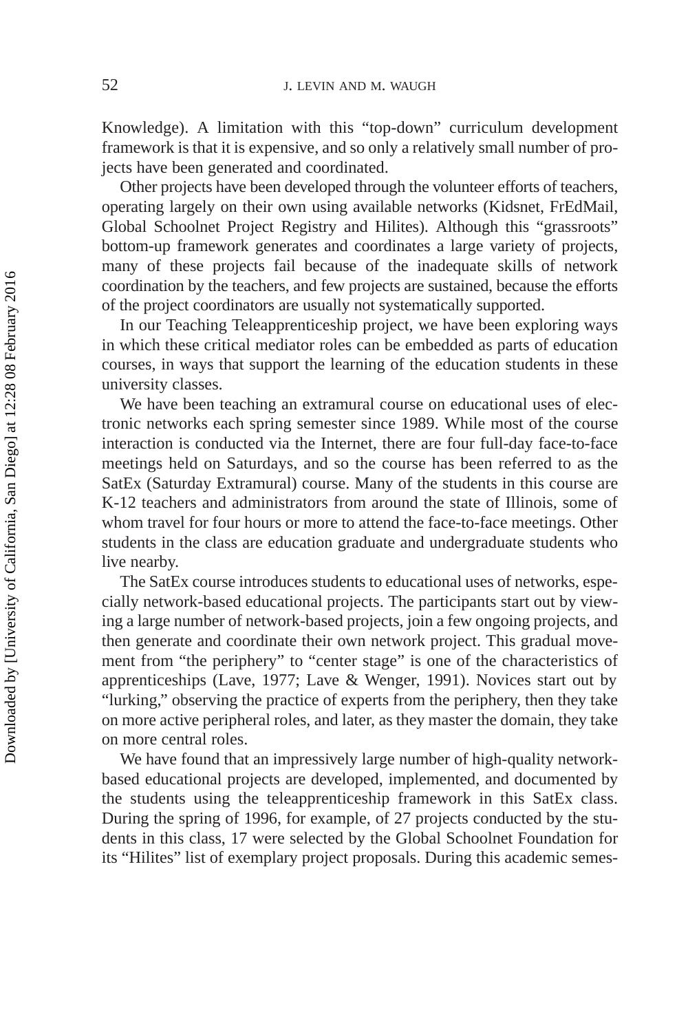Knowledge). A limitation with this "top-down" curriculum development framework is that it is expensive, and so only a relatively small number of projects have been generated and coordinated.

Other projects have been developed through the volunteer efforts of teachers, operating largely on their own using available networks (Kidsnet, FrEdMail, Global Schoolnet Project Registry and Hilites). Although this "grassroots" bottom-up framework generates and coordinates a large variety of projects, many of these projects fail because of the inadequate skills of network coordination by the teachers, and few projects are sustained, because the efforts of the project coordinators are usually not systematically supported.

In our Teaching Teleapprenticeship project, we have been exploring ways in which these critical mediator roles can be embedded as parts of education courses, in ways that support the learning of the education students in these university classes.

We have been teaching an extramural course on educational uses of electronic networks each spring semester since 1989. While most of the course interaction is conducted via the Internet, there are four full-day face-to-face meetings held on Saturdays, and so the course has been referred to as the SatEx (Saturday Extramural) course. Many of the students in this course are K-12 teachers and administrators from around the state of Illinois, some of whom travel for four hours or more to attend the face-to-face meetings. Other students in the class are education graduate and undergraduate students who live nearby.

The SatEx course introduces students to educational uses of networks, especially network-based educational projects. The participants start out by viewing a large number of network-based projects, join a few ongoing projects, and then generate and coordinate their own network project. This gradual movement from "the periphery" to "center stage" is one of the characteristics of apprenticeships (Lave, 1977; Lave & Wenger, 1991). Novices start out by "lurking," observing the practice of experts from the periphery, then they take on more active peripheral roles, and later, as they master the domain, they take on more central roles.

We have found that an impressively large number of high-quality network-based educational projects are developed, implemented, and documented by the students using the teleapprenticeship framework in this SatEx class. During the spring of 1996, for example, of 27 projects conducted by the students in this class, 17 were selected by the Global Schoolnet Foundation for its "Hilites" list of exemplary project proposals. During this academic semes-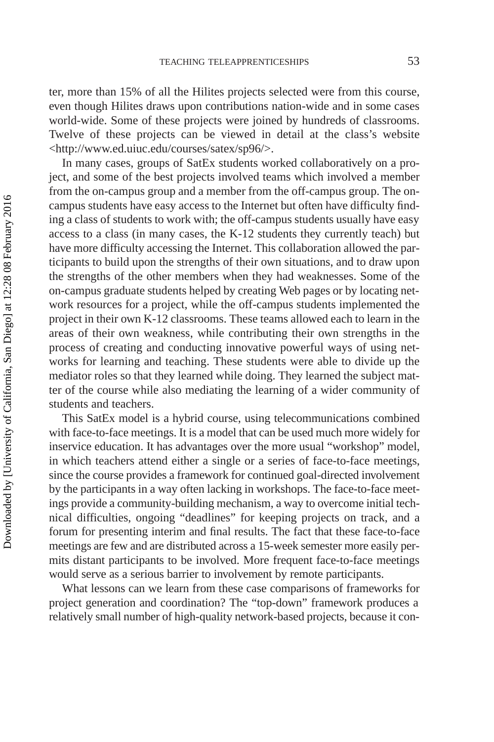ter, more than 15% of all the Hilites projects selected were from this course, even though Hilites draws upon contributions nation-wide and in some cases world-wide. Some of these projects were joined by hundreds of classrooms. Twelve of these projects can be viewed in detail at the class's website <http://www.ed.uiuc.edu/courses/satex/sp96/>.

In many cases, groups of SatEx students worked collaboratively on a project, and some of the best projects involved teams which involved a member from the on-campus group and a member from the off-campus group. The on-campus students have easy access to the Internet but often have difficulty finding a class of students to work with; the off-campus students usually have easy access to a class (in many cases, the K-12 students they currently teach) but have more difficulty accessing the Internet. This collaboration allowed the participants to build upon the strengths of their own situations, and to draw upon the strengths of the other members when they had weaknesses. Some of the on-campus graduate students helped by creating Web pages or by locating network resources for a project, while the off-campus students implemented the project in their own K-12 classrooms. These teams allowed each to learn in the areas of their own weakness, while contributing their own strengths in the process of creating and conducting innovative powerful ways of using networks for learning and teaching. These students were able to divide up the mediator roles so that they learned while doing. They learned the subject matter of the course while also mediating the learning of a wider community of students and teachers.

This SatEx model is a hybrid course, using telecommunications combined with face-to-face meetings. It is a model that can be used much more widely for inservice education. It has advantages over the more usual "workshop" model, in which teachers attend either a single or a series of face-to-face meetings, since the course provides a framework for continued goal-directed involvement by the participants in a way often lacking in workshops. The face-to-face meetings provide a community-building mechanism, a way to overcome initial technical difficulties, ongoing "deadlines" for keeping projects on track, and a forum for presenting interim and final results. The fact that these face-to-face meetings are few and are distributed across a 15-week semester more easily permits distant participants to be involved. More frequent face-to-face meetings would serve as a serious barrier to involvement by remote participants.

What lessons can we learn from these case comparisons of frameworks for project generation and coordination? The "top-down" framework produces a relatively small number of high-quality network-based projects, because it con-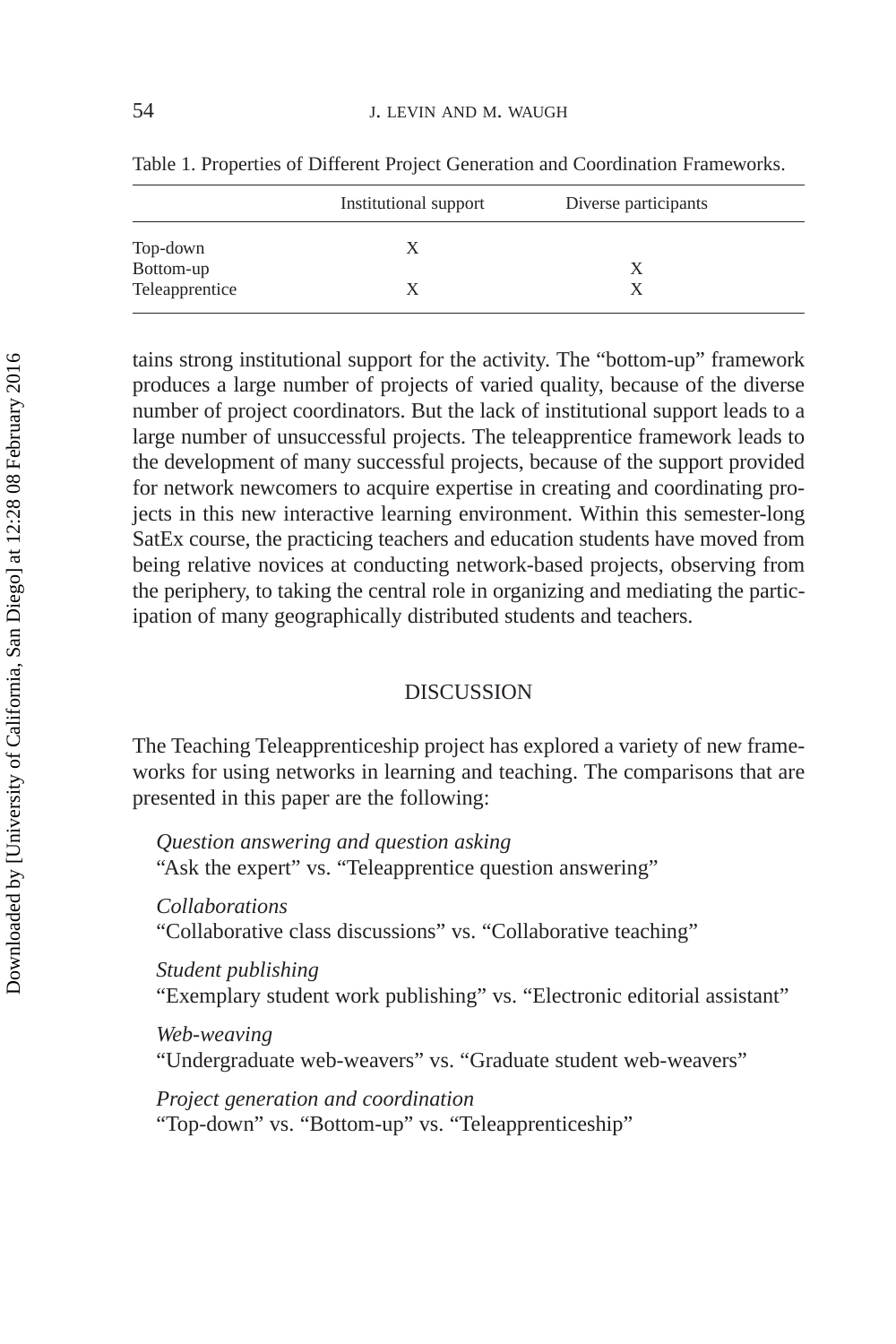Table 1. Properties of Different Project Generation and Coordination Frameworks.

| | Institutional support | Diverse participants |
|---|---|---|
| Top-down | X | |
| Bottom-up | | X |
| Teleapprentice | X | X |

tains strong institutional support for the activity. The "bottom-up" framework produces a large number of projects of varied quality, because of the diverse number of project coordinators. But the lack of institutional support leads to a large number of unsuccessful projects. The teleapprentice framework leads to the development of many successful projects, because of the support provided for network newcomers to acquire expertise in creating and coordinating projects in this new interactive learning environment. Within this semester-long SatEx course, the practicing teachers and education students have moved from being relative novices at conducting network-based projects, observing from the periphery, to taking the central role in organizing and mediating the participation of many geographically distributed students and teachers.

## DISCUSSION

The Teaching Teleapprenticeship project has explored a variety of new frameworks for using networks in learning and teaching. The comparisons that are presented in this paper are the following:

*Question answering and question asking*
"Ask the expert" vs. "Teleapprentice question answering"

*Collaborations*
"Collaborative class discussions" vs. "Collaborative teaching"

*Student publishing*
"Exemplary student work publishing" vs. "Electronic editorial assistant"

*Web-weaving*
"Undergraduate web-weavers" vs. "Graduate student web-weavers"

*Project generation and coordination*
"Top-down" vs. "Bottom-up" vs. "Teleapprenticeship"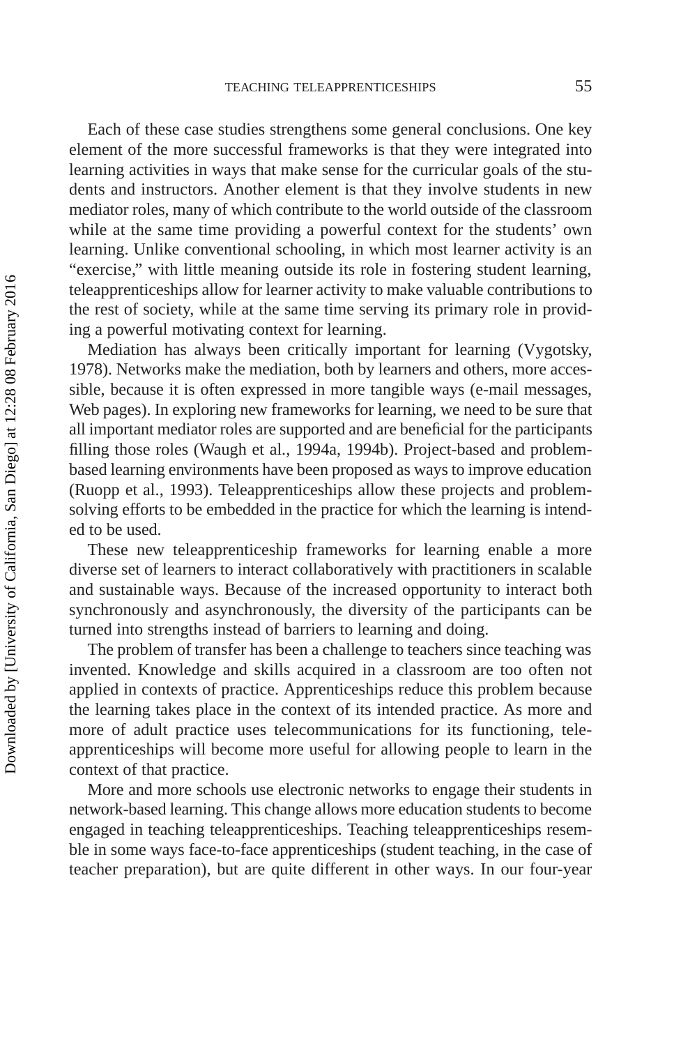Each of these case studies strengthens some general conclusions. One key element of the more successful frameworks is that they were integrated into learning activities in ways that make sense for the curricular goals of the students and instructors. Another element is that they involve students in new mediator roles, many of which contribute to the world outside of the classroom while at the same time providing a powerful context for the students' own learning. Unlike conventional schooling, in which most learner activity is an "exercise," with little meaning outside its role in fostering student learning, teleapprenticeships allow for learner activity to make valuable contributions to the rest of society, while at the same time serving its primary role in providing a powerful motivating context for learning.

Mediation has always been critically important for learning (Vygotsky, 1978). Networks make the mediation, both by learners and others, more accessible, because it is often expressed in more tangible ways (e-mail messages, Web pages). In exploring new frameworks for learning, we need to be sure that all important mediator roles are supported and are beneficial for the participants filling those roles (Waugh et al., 1994a, 1994b). Project-based and problem-based learning environments have been proposed as ways to improve education (Ruopp et al., 1993). Teleapprenticeships allow these projects and problem-solving efforts to be embedded in the practice for which the learning is intended to be used.

These new teleapprenticeship frameworks for learning enable a more diverse set of learners to interact collaboratively with practitioners in scalable and sustainable ways. Because of the increased opportunity to interact both synchronously and asynchronously, the diversity of the participants can be turned into strengths instead of barriers to learning and doing.

The problem of transfer has been a challenge to teachers since teaching was invented. Knowledge and skills acquired in a classroom are too often not applied in contexts of practice. Apprenticeships reduce this problem because the learning takes place in the context of its intended practice. As more and more of adult practice uses telecommunications for its functioning, teleapprenticeships will become more useful for allowing people to learn in the context of that practice.

More and more schools use electronic networks to engage their students in network-based learning. This change allows more education students to become engaged in teaching teleapprenticeships. Teaching teleapprenticeships resemble in some ways face-to-face apprenticeships (student teaching, in the case of teacher preparation), but are quite different in other ways. In our four-year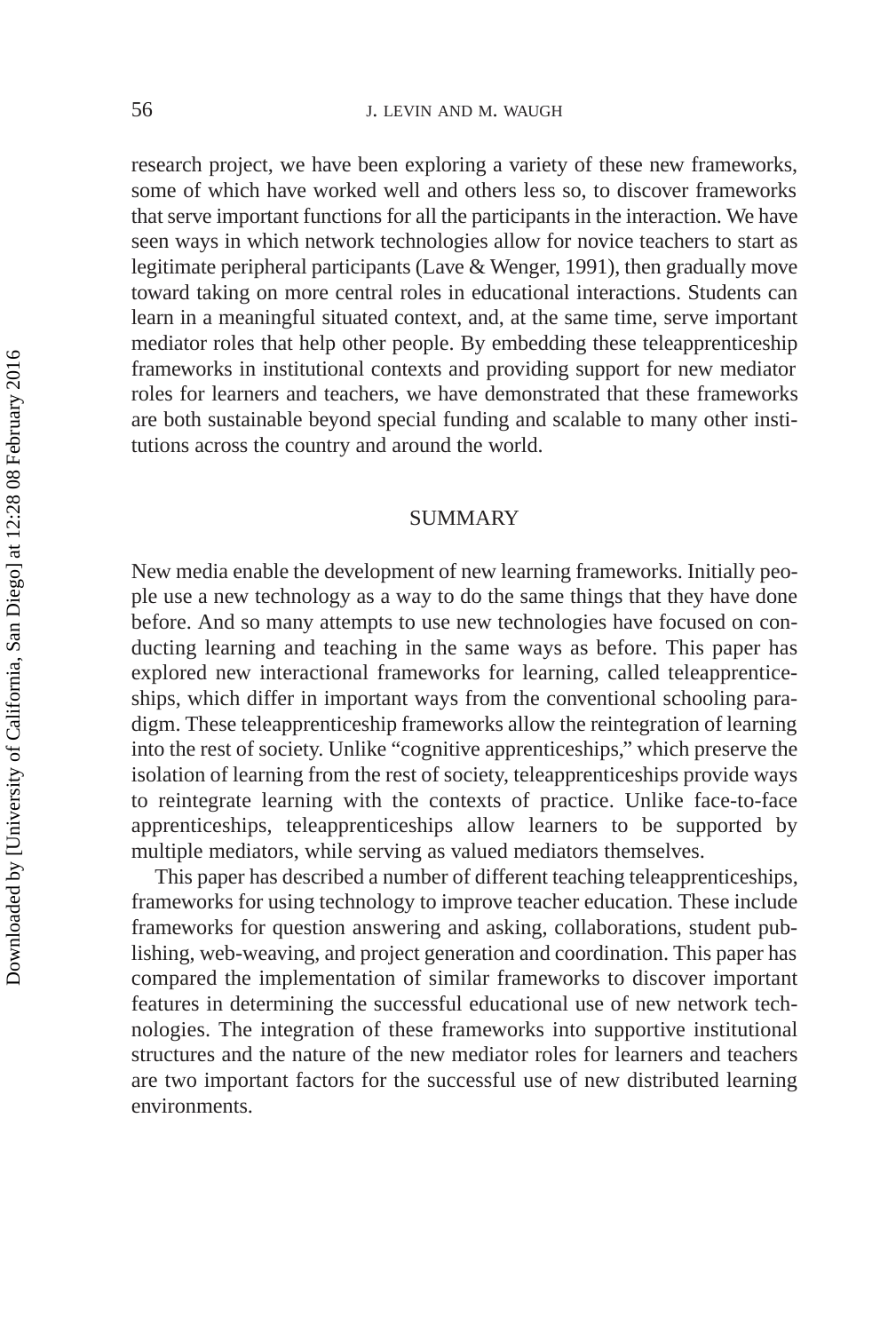research project, we have been exploring a variety of these new frameworks, some of which have worked well and others less so, to discover frameworks that serve important functions for all the participants in the interaction. We have seen ways in which network technologies allow for novice teachers to start as legitimate peripheral participants (Lave & Wenger, 1991), then gradually move toward taking on more central roles in educational interactions. Students can learn in a meaningful situated context, and, at the same time, serve important mediator roles that help other people. By embedding these teleapprenticeship frameworks in institutional contexts and providing support for new mediator roles for learners and teachers, we have demonstrated that these frameworks are both sustainable beyond special funding and scalable to many other institutions across the country and around the world.

## SUMMARY

New media enable the development of new learning frameworks. Initially people use a new technology as a way to do the same things that they have done before. And so many attempts to use new technologies have focused on conducting learning and teaching in the same ways as before. This paper has explored new interactional frameworks for learning, called teleapprenticeships, which differ in important ways from the conventional schooling paradigm. These teleapprenticeship frameworks allow the reintegration of learning into the rest of society. Unlike "cognitive apprenticeships," which preserve the isolation of learning from the rest of society, teleapprenticeships provide ways to reintegrate learning with the contexts of practice. Unlike face-to-face apprenticeships, teleapprenticeships allow learners to be supported by multiple mediators, while serving as valued mediators themselves.

This paper has described a number of different teaching teleapprenticeships, frameworks for using technology to improve teacher education. These include frameworks for question answering and asking, collaborations, student publishing, web-weaving, and project generation and coordination. This paper has compared the implementation of similar frameworks to discover important features in determining the successful educational use of new network technologies. The integration of these frameworks into supportive institutional structures and the nature of the new mediator roles for learners and teachers are two important factors for the successful use of new distributed learning environments.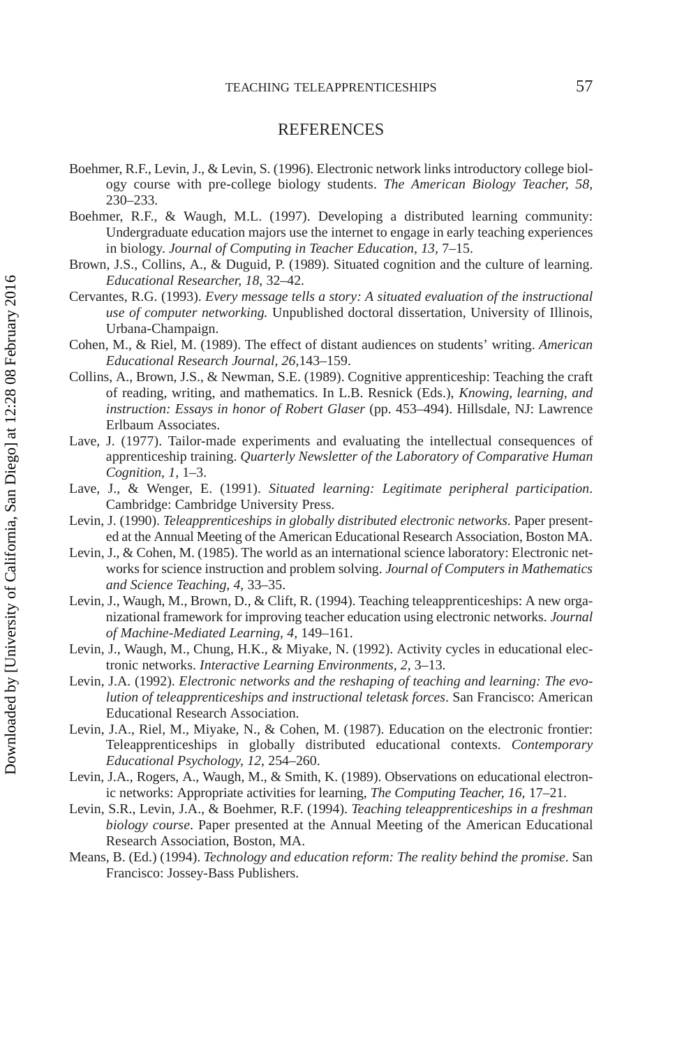## REFERENCES

Boehmer, R.F., Levin, J., & Levin, S. (1996). Electronic network links introductory college biology course with pre-college biology students. *The American Biology Teacher, 58,* 230–233.

Boehmer, R.F., & Waugh, M.L. (1997). Developing a distributed learning community: Undergraduate education majors use the internet to engage in early teaching experiences in biology. *Journal of Computing in Teacher Education, 13,* 7–15.

Brown, J.S., Collins, A., & Duguid, P. (1989). Situated cognition and the culture of learning. *Educational Researcher, 18,* 32–42.

Cervantes, R.G. (1993). *Every message tells a story: A situated evaluation of the instructional use of computer networking.* Unpublished doctoral dissertation, University of Illinois, Urbana-Champaign.

Cohen, M., & Riel, M. (1989). The effect of distant audiences on students' writing. *American Educational Research Journal, 26,*143–159.

Collins, A., Brown, J.S., & Newman, S.E. (1989). Cognitive apprenticeship: Teaching the craft of reading, writing, and mathematics. In L.B. Resnick (Eds.), *Knowing, learning, and instruction: Essays in honor of Robert Glaser* (pp. 453–494). Hillsdale, NJ: Lawrence Erlbaum Associates.

Lave, J. (1977). Tailor-made experiments and evaluating the intellectual consequences of apprenticeship training. *Quarterly Newsletter of the Laboratory of Comparative Human Cognition, 1,* 1–3.

Lave, J., & Wenger, E. (1991). *Situated learning: Legitimate peripheral participation*. Cambridge: Cambridge University Press.

Levin, J. (1990). *Teleapprenticeships in globally distributed electronic networks.* Paper presented at the Annual Meeting of the American Educational Research Association, Boston MA.

Levin, J., & Cohen, M. (1985). The world as an international science laboratory: Electronic networks for science instruction and problem solving. *Journal of Computers in Mathematics and Science Teaching, 4,* 33–35.

Levin, J., Waugh, M., Brown, D., & Clift, R. (1994). Teaching teleapprenticeships: A new organizational framework for improving teacher education using electronic networks. *Journal of Machine-Mediated Learning, 4,* 149–161.

Levin, J., Waugh, M., Chung, H.K., & Miyake, N. (1992). Activity cycles in educational electronic networks. *Interactive Learning Environments, 2,* 3–13.

Levin, J.A. (1992). *Electronic networks and the reshaping of teaching and learning: The evolution of teleapprenticeships and instructional teletask forces*. San Francisco: American Educational Research Association.

Levin, J.A., Riel, M., Miyake, N., & Cohen, M. (1987). Education on the electronic frontier: Teleapprenticeships in globally distributed educational contexts. *Contemporary Educational Psychology, 12,* 254–260.

Levin, J.A., Rogers, A., Waugh, M., & Smith, K. (1989). Observations on educational electronic networks: Appropriate activities for learning, *The Computing Teacher, 16,* 17–21.

Levin, S.R., Levin, J.A., & Boehmer, R.F. (1994). *Teaching teleapprenticeships in a freshman biology course*. Paper presented at the Annual Meeting of the American Educational Research Association, Boston, MA.

Means, B. (Ed.) (1994). *Technology and education reform: The reality behind the promise*. San Francisco: Jossey-Bass Publishers.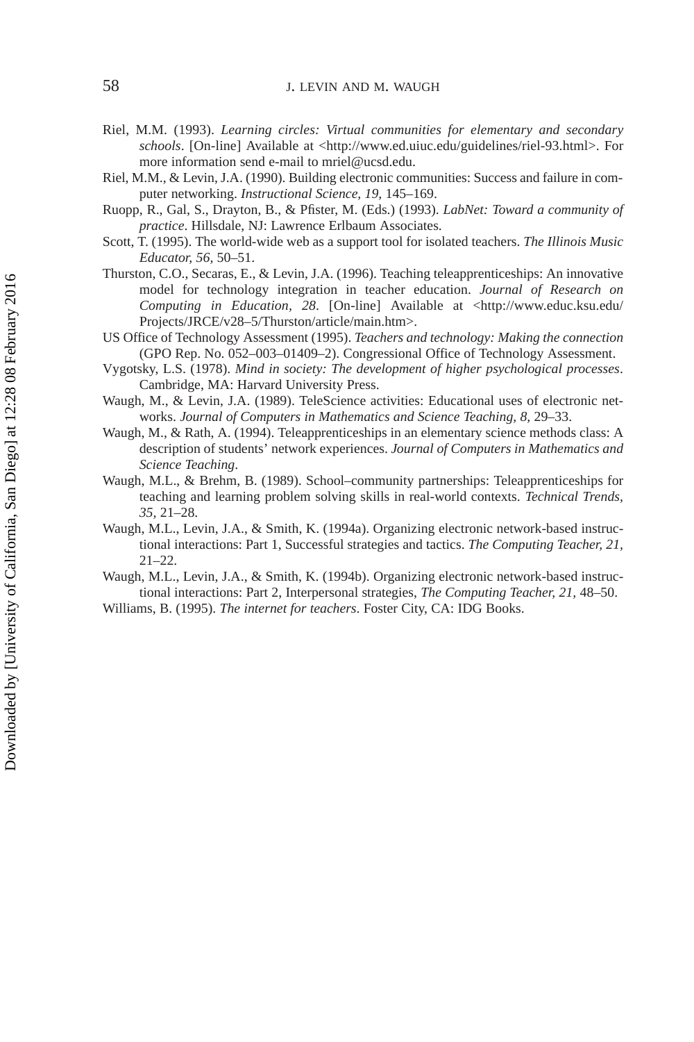Riel, M.M. (1993). *Learning circles: Virtual communities for elementary and secondary schools*. [On-line] Available at <http://www.ed.uiuc.edu/guidelines/riel-93.html>. For more information send e-mail to mriel@ucsd.edu.

Riel, M.M., & Levin, J.A. (1990). Building electronic communities: Success and failure in computer networking. *Instructional Science, 19,* 145–169.

Ruopp, R., Gal, S., Drayton, B., & Pfister, M. (Eds.) (1993). *LabNet: Toward a community of practice*. Hillsdale, NJ: Lawrence Erlbaum Associates.

Scott, T. (1995). The world-wide web as a support tool for isolated teachers. *The Illinois Music Educator, 56,* 50–51.

Thurston, C.O., Secaras, E., & Levin, J.A. (1996). Teaching teleapprenticeships: An innovative model for technology integration in teacher education. *Journal of Research on Computing in Education, 28*. [On-line] Available at <http://www.educ.ksu.edu/Projects/JRCE/v28–5/Thurston/article/main.htm>.

US Office of Technology Assessment (1995). *Teachers and technology: Making the connection* (GPO Rep. No. 052–003–01409–2). Congressional Office of Technology Assessment.

Vygotsky, L.S. (1978). *Mind in society: The development of higher psychological processes*. Cambridge, MA: Harvard University Press.

Waugh, M., & Levin, J.A. (1989). TeleScience activities: Educational uses of electronic networks. *Journal of Computers in Mathematics and Science Teaching, 8,* 29–33.

Waugh, M., & Rath, A. (1994). Teleapprenticeships in an elementary science methods class: A description of students' network experiences. *Journal of Computers in Mathematics and Science Teaching*.

Waugh, M.L., & Brehm, B. (1989). School–community partnerships: Teleapprenticeships for teaching and learning problem solving skills in real-world contexts. *Technical Trends, 35,* 21–28.

Waugh, M.L., Levin, J.A., & Smith, K. (1994a). Organizing electronic network-based instructional interactions: Part 1, Successful strategies and tactics. *The Computing Teacher, 21,* 21–22.

Waugh, M.L., Levin, J.A., & Smith, K. (1994b). Organizing electronic network-based instructional interactions: Part 2, Interpersonal strategies, *The Computing Teacher, 21,* 48–50.

Williams, B. (1995). *The internet for teachers*. Foster City, CA: IDG Books.